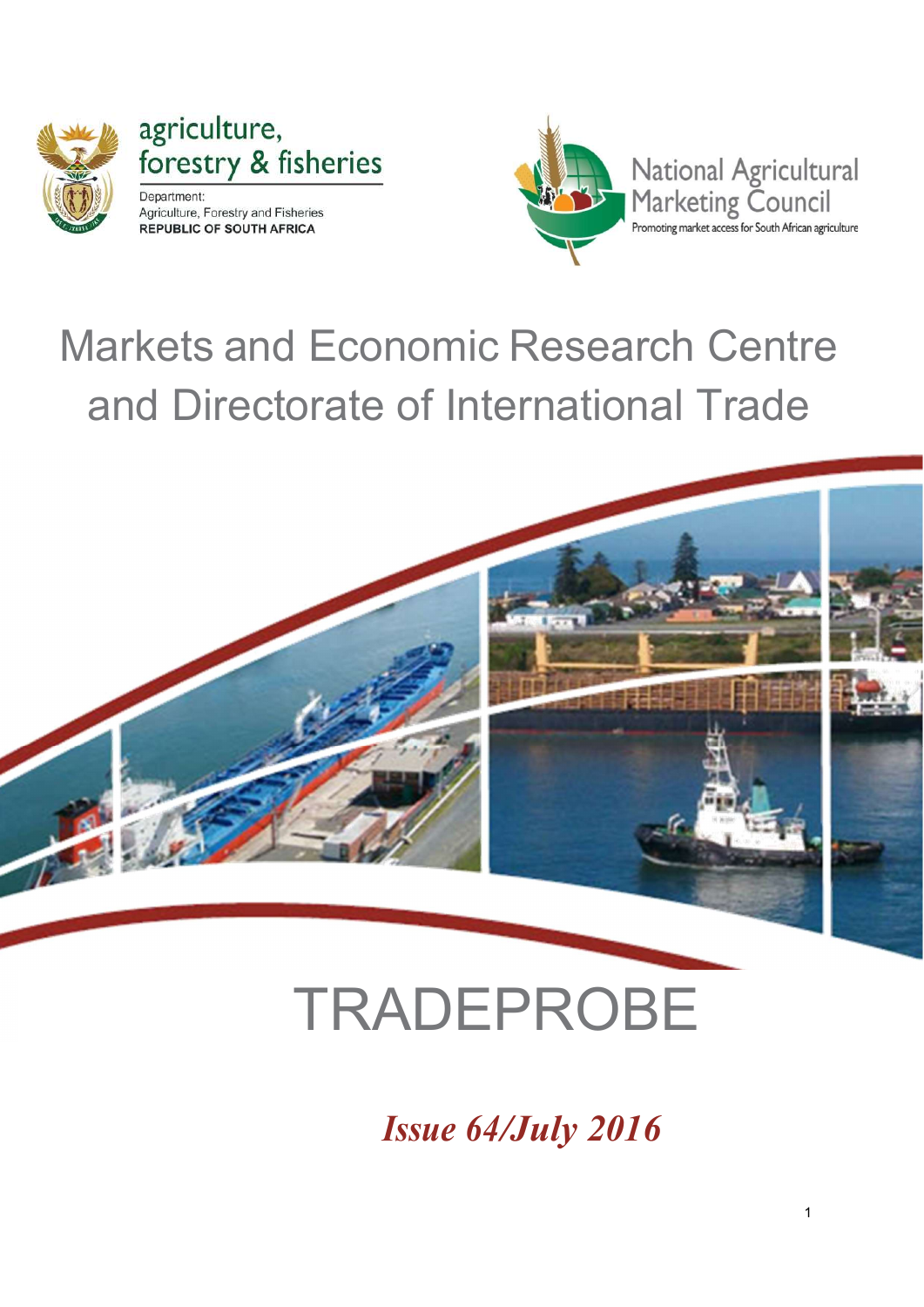agriculture, forestry & fisheries

Department:
Agriculture, Forestry and Fisheries
REPUBLIC OF SOUTH AFRICA

National Agricultural Marketing Council

Promoting market access for South African agriculture

# Markets and Economic Research Centre and Directorate of International Trade

# TRADEPROBE

***Issue 64/July 2016***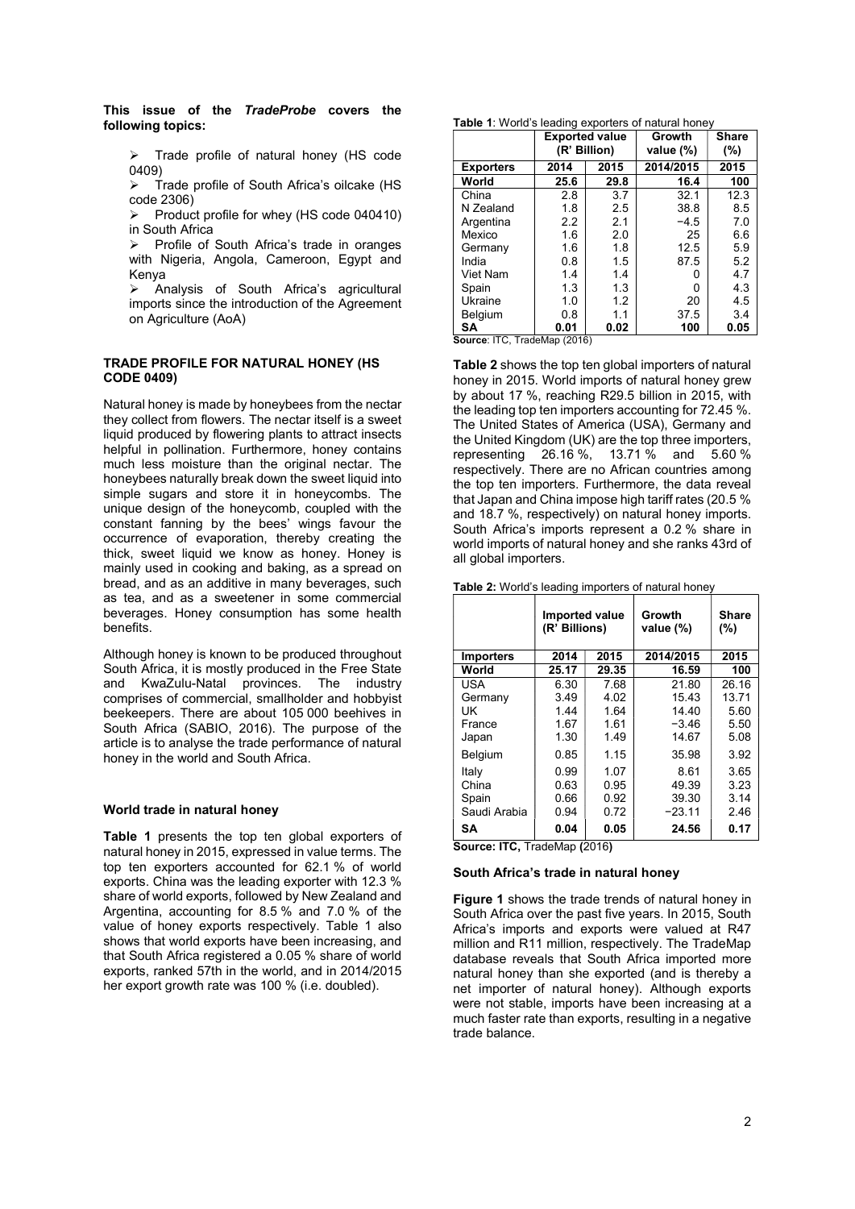**This issue of the *TradeProbe* covers the following topics:**

- Trade profile of natural honey (HS code 0409)
- Trade profile of South Africa's oilcake (HS code 2306)
- Product profile for whey (HS code 040410) in South Africa
- Profile of South Africa's trade in oranges with Nigeria, Angola, Cameroon, Egypt and Kenya
- Analysis of South Africa's agricultural imports since the introduction of the Agreement on Agriculture (AoA)

## TRADE PROFILE FOR NATURAL HONEY (HS CODE 0409)

Natural honey is made by honeybees from the nectar they collect from flowers. The nectar itself is a sweet liquid produced by flowering plants to attract insects helpful in pollination. Furthermore, honey contains much less moisture than the original nectar. The honeybees naturally break down the sweet liquid into simple sugars and store it in honeycombs. The unique design of the honeycomb, coupled with the constant fanning by the bees' wings favour the occurrence of evaporation, thereby creating the thick, sweet liquid we know as honey. Honey is mainly used in cooking and baking, as a spread on bread, and as an additive in many beverages, such as tea, and as a sweetener in some commercial beverages. Honey consumption has some health benefits.

Although honey is known to be produced throughout South Africa, it is mostly produced in the Free State and KwaZulu-Natal provinces. The industry comprises of commercial, smallholder and hobbyist beekeepers. There are about 105 000 beehives in South Africa (SABIO, 2016). The purpose of the article is to analyse the trade performance of natural honey in the world and South Africa.

### World trade in natural honey

**Table 1** presents the top ten global exporters of natural honey in 2015, expressed in value terms. The top ten exporters accounted for 62.1 % of world exports. China was the leading exporter with 12.3 % share of world exports, followed by New Zealand and Argentina, accounting for 8.5 % and 7.0 % of the value of honey exports respectively. Table 1 also shows that world exports have been increasing, and that South Africa registered a 0.05 % share of world exports, ranked 57th in the world, and in 2014/2015 her export growth rate was 100 % (i.e. doubled).

**Table 1**: World's leading exporters of natural honey

| | Exported value (R' Billion) | | Growth value (%) | Share (%) |
|---|---|---|---|---|
| **Exporters** | **2014** | **2015** | **2014/2015** | **2015** |
| **World** | **25.6** | **29.8** | **16.4** | **100** |
| China | 2.8 | 3.7 | 32.1 | 12.3 |
| N Zealand | 1.8 | 2.5 | 38.8 | 8.5 |
| Argentina | 2.2 | 2.1 | −4.5 | 7.0 |
| Mexico | 1.6 | 2.0 | 25 | 6.6 |
| Germany | 1.6 | 1.8 | 12.5 | 5.9 |
| India | 0.8 | 1.5 | 87.5 | 5.2 |
| Viet Nam | 1.4 | 1.4 | 0 | 4.7 |
| Spain | 1.3 | 1.3 | 0 | 4.3 |
| Ukraine | 1.0 | 1.2 | 20 | 4.5 |
| Belgium | 0.8 | 1.1 | 37.5 | 3.4 |
| **SA** | **0.01** | **0.02** | **100** | **0.05** |

**Source**: ITC, TradeMap (2016)

**Table 2** shows the top ten global importers of natural honey in 2015. World imports of natural honey grew by about 17 %, reaching R29.5 billion in 2015, with the leading top ten importers accounting for 72.45 %. The United States of America (USA), Germany and the United Kingdom (UK) are the top three importers, representing 26.16 %, 13.71 % and 5.60 % respectively. There are no African countries among the top ten importers. Furthermore, the data reveal that Japan and China impose high tariff rates (20.5 % and 18.7 %, respectively) on natural honey imports. South Africa's imports represent a 0.2 % share in world imports of natural honey and she ranks 43rd of all global importers.

**Table 2:** World's leading importers of natural honey

| | Imported value (R' Billions) | | Growth value (%) | Share (%) |
|---|---|---|---|---|
| **Importers** | **2014** | **2015** | **2014/2015** | **2015** |
| **World** | **25.17** | **29.35** | **16.59** | **100** |
| USA | 6.30 | 7.68 | 21.80 | 26.16 |
| Germany | 3.49 | 4.02 | 15.43 | 13.71 |
| UK | 1.44 | 1.64 | 14.40 | 5.60 |
| France | 1.67 | 1.61 | −3.46 | 5.50 |
| Japan | 1.30 | 1.49 | 14.67 | 5.08 |
| Belgium | 0.85 | 1.15 | 35.98 | 3.92 |
| Italy | 0.99 | 1.07 | 8.61 | 3.65 |
| China | 0.63 | 0.95 | 49.39 | 3.23 |
| Spain | 0.66 | 0.92 | 39.30 | 3.14 |
| Saudi Arabia | 0.94 | 0.72 | −23.11 | 2.46 |
| **SA** | **0.04** | **0.05** | **24.56** | **0.17** |

**Source: ITC,** TradeMap **(**2016**)**

### South Africa's trade in natural honey

**Figure 1** shows the trade trends of natural honey in South Africa over the past five years. In 2015, South Africa's imports and exports were valued at R47 million and R11 million, respectively. The TradeMap database reveals that South Africa imported more natural honey than she exported (and is thereby a net importer of natural honey). Although exports were not stable, imports have been increasing at a much faster rate than exports, resulting in a negative trade balance.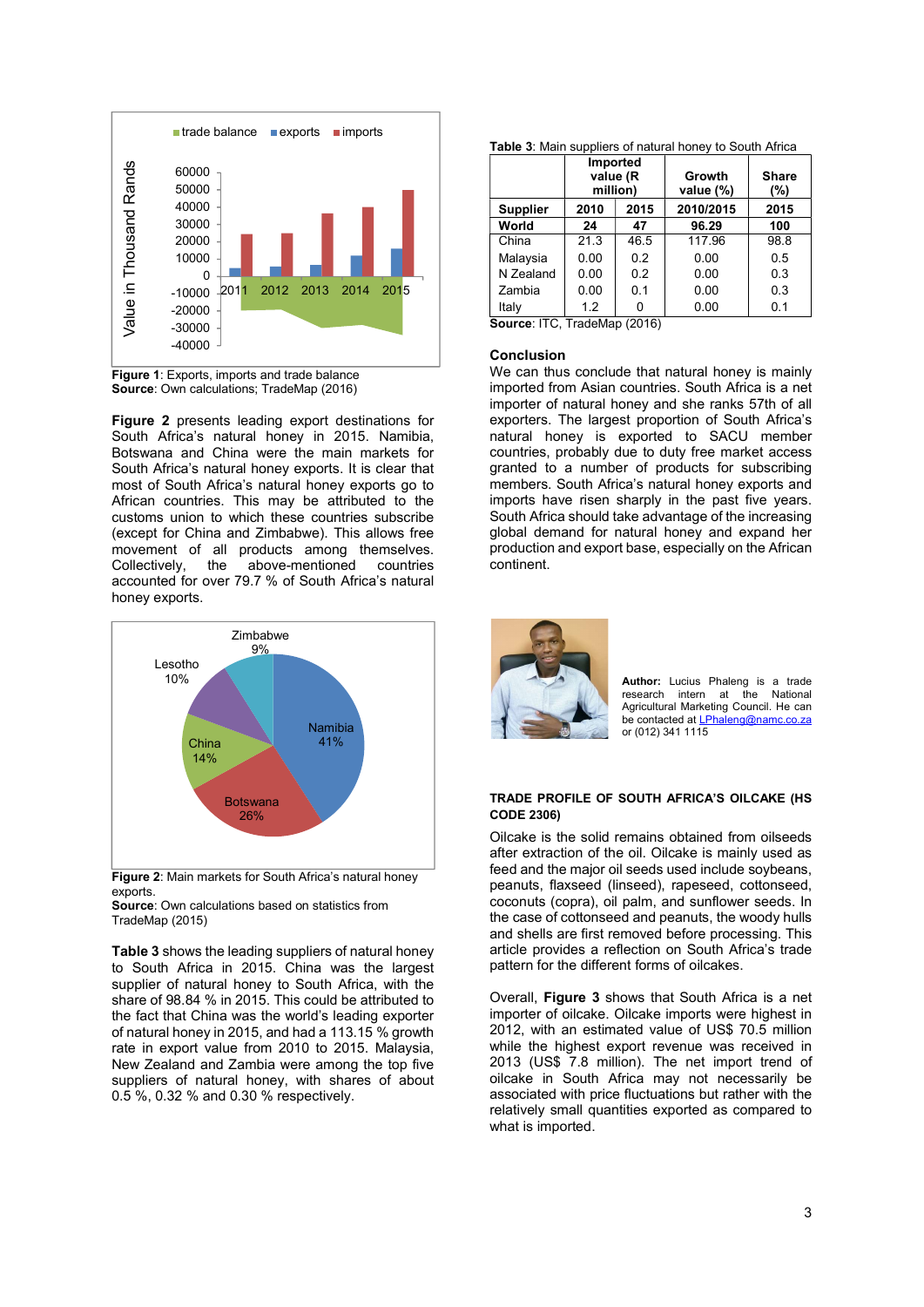Figure 1: Exports, imports and trade balance
**Source**: Own calculations; TradeMap (2016)

**Figure 2** presents leading export destinations for South Africa's natural honey in 2015. Namibia, Botswana and China were the main markets for South Africa's natural honey exports. It is clear that most of South Africa's natural honey exports go to African countries. This may be attributed to the customs union to which these countries subscribe (except for China and Zimbabwe). This allows free movement of all products among themselves. Collectively, the above-mentioned countries accounted for over 79.7 % of South Africa's natural honey exports.

**Figure 2**: Main markets for South Africa's natural honey exports.
**Source**: Own calculations based on statistics from TradeMap (2015)

**Table 3** shows the leading suppliers of natural honey to South Africa in 2015. China was the largest supplier of natural honey to South Africa, with the share of 98.84 % in 2015. This could be attributed to the fact that China was the world's leading exporter of natural honey in 2015, and had a 113.15 % growth rate in export value from 2010 to 2015. Malaysia, New Zealand and Zambia were among the top five suppliers of natural honey, with shares of about 0.5 %, 0.32 % and 0.30 % respectively.

**Table 3**: Main suppliers of natural honey to South Africa

| | Imported value (R million) | | Growth value (%) | Share (%) |
|---|---|---|---|---|
| **Supplier** | **2010** | **2015** | **2010/2015** | **2015** |
| **World** | **24** | **47** | **96.29** | **100** |
| China | 21.3 | 46.5 | 117.96 | 98.8 |
| Malaysia | 0.00 | 0.2 | 0.00 | 0.5 |
| N Zealand | 0.00 | 0.2 | 0.00 | 0.3 |
| Zambia | 0.00 | 0.1 | 0.00 | 0.3 |
| Italy | 1.2 | 0 | 0.00 | 0.1 |

**Source**: ITC, TradeMap (2016)

## Conclusion

We can thus conclude that natural honey is mainly imported from Asian countries. South Africa is a net importer of natural honey and she ranks 57th of all exporters. The largest proportion of South Africa's natural honey is exported to SACU member countries, probably due to duty free market access granted to a number of products for subscribing members. South Africa's natural honey exports and imports have risen sharply in the past five years. South Africa should take advantage of the increasing global demand for natural honey and expand her production and export base, especially on the African continent.

**Author:** Lucius Phaleng is a trade research intern at the National Agricultural Marketing Council. He can be contacted at LPhaleng@namc.co.za or (012) 341 1115

## TRADE PROFILE OF SOUTH AFRICA'S OILCAKE (HS CODE 2306)

Oilcake is the solid remains obtained from oilseeds after extraction of the oil. Oilcake is mainly used as feed and the major oil seeds used include soybeans, peanuts, flaxseed (linseed), rapeseed, cottonseed, coconuts (copra), oil palm, and sunflower seeds. In the case of cottonseed and peanuts, the woody hulls and shells are first removed before processing. This article provides a reflection on South Africa's trade pattern for the different forms of oilcakes.

Overall, **Figure 3** shows that South Africa is a net importer of oilcake. Oilcake imports were highest in 2012, with an estimated value of US$ 70.5 million while the highest export revenue was received in 2013 (US$ 7.8 million). The net import trend of oilcake in South Africa may not necessarily be associated with price fluctuations but rather with the relatively small quantities exported as compared to what is imported.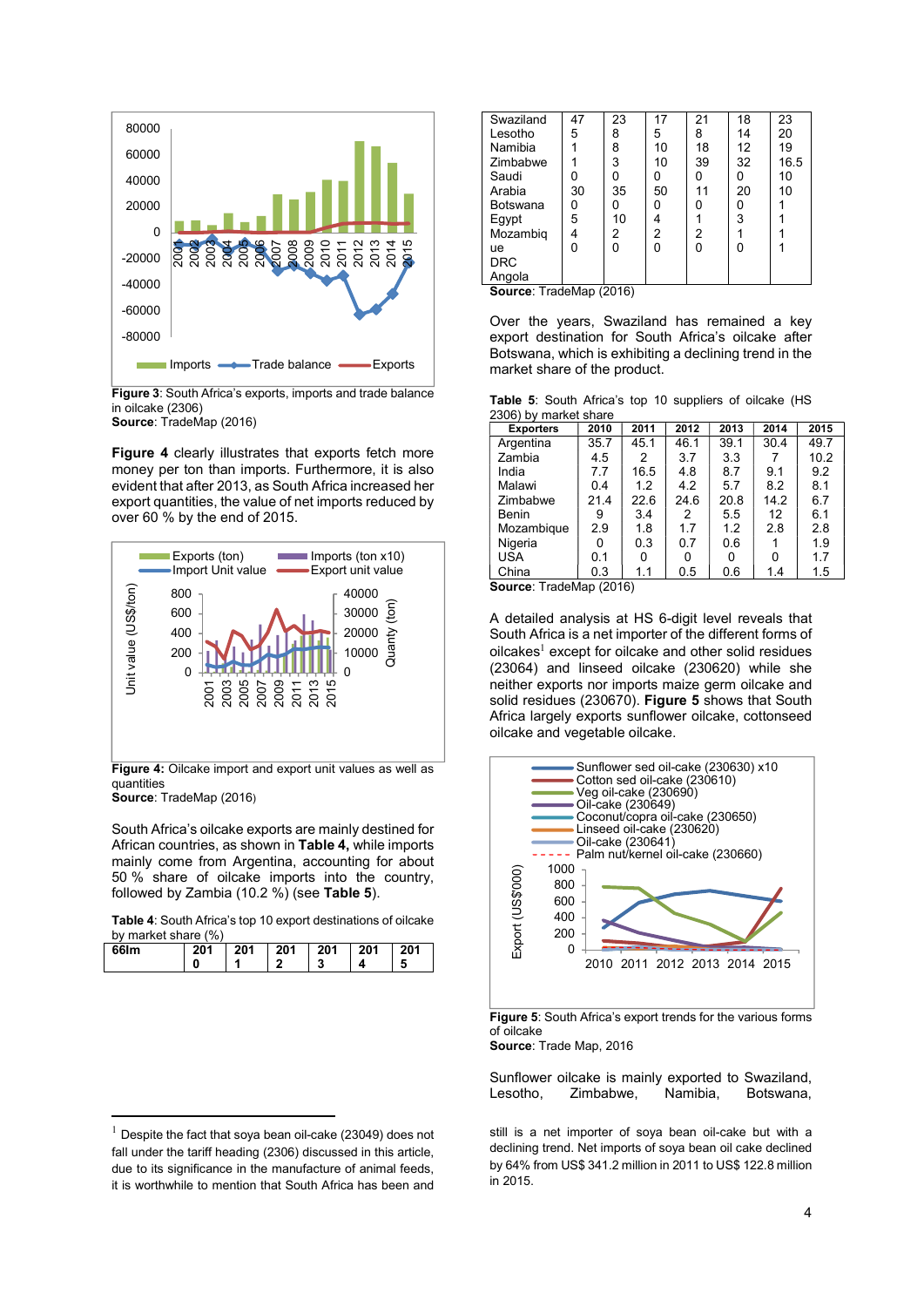Figure 3: South Africa's exports, imports and trade balance in oilcake (2306)
**Source**: TradeMap (2016)

**Figure 4** clearly illustrates that exports fetch more money per ton than imports. Furthermore, it is also evident that after 2013, as South Africa increased her export quantities, the value of net imports reduced by over 60 % by the end of 2015.

**Figure 4:** Oilcake import and export unit values as well as quantities
**Source**: TradeMap (2016)

South Africa's oilcake exports are mainly destined for African countries, as shown in **Table 4,** while imports mainly come from Argentina, accounting for about 50 % share of oilcake imports into the country, followed by Zambia (10.2 %) (see **Table 5**).

**Table 4**: South Africa's top 10 export destinations of oilcake by market share (%)

| 66lm | 2010 | 2011 | 2012 | 2013 | 2014 | 2015 |
|---|---|---|---|---|---|---|
| Swaziland | 47 | 23 | 17 | 21 | 18 | 23 |
| Lesotho | 5 | 8 | 5 | 8 | 14 | 20 |
| Namibia | 1 | 8 | 10 | 18 | 12 | 19 |
| Zimbabwe | 1 | 3 | 10 | 39 | 32 | 16.5 |
| Saudi Arabia | 0 | 0 | 0 | 0 | 0 | 10 |
| Botswana | 30 | 35 | 50 | 11 | 20 | 10 |
| Egypt | 0 | 0 | 0 | 0 | 0 | 1 |
| Mozambique | 5 | 10 | 4 | 1 | 3 | 1 |
| DRC | 4 | 2 | 2 | 2 | 1 | 1 |
| Angola | 0 | 0 | 0 | 0 | 0 | 1 |

**Source**: TradeMap (2016)

Over the years, Swaziland has remained a key export destination for South Africa's oilcake after Botswana, which is exhibiting a declining trend in the market share of the product.

**Table 5**: South Africa's top 10 suppliers of oilcake (HS 2306) by market share

| Exporters | 2010 | 2011 | 2012 | 2013 | 2014 | 2015 |
|---|---|---|---|---|---|---|
| Argentina | 35.7 | 45.1 | 46.1 | 39.1 | 30.4 | 49.7 |
| Zambia | 4.5 | 2 | 3.7 | 3.3 | 7 | 10.2 |
| India | 7.7 | 16.5 | 4.8 | 8.7 | 9.1 | 9.2 |
| Malawi | 0.4 | 1.2 | 4.2 | 5.7 | 8.2 | 8.1 |
| Zimbabwe | 21.4 | 22.6 | 24.6 | 20.8 | 14.2 | 6.7 |
| Benin | 9 | 3.4 | 2 | 5.5 | 12 | 6.1 |
| Mozambique | 2.9 | 1.8 | 1.7 | 1.2 | 2.8 | 2.8 |
| Nigeria | 0 | 0.3 | 0.7 | 0.6 | 1 | 1.9 |
| USA | 0.1 | 0 | 0 | 0 | 0 | 1.7 |
| China | 0.3 | 1.1 | 0.5 | 0.6 | 1.4 | 1.5 |

**Source**: TradeMap (2016)

A detailed analysis at HS 6-digit level reveals that South Africa is a net importer of the different forms of oilcakes[1] except for oilcake and other solid residues (23064) and linseed oilcake (230620) while she neither exports nor imports maize germ oilcake and solid residues (230670). **Figure 5** shows that South Africa largely exports sunflower oilcake, cottonseed oilcake and vegetable oilcake.

**Figure 5**: South Africa's export trends for the various forms of oilcake
**Source**: Trade Map, 2016

Sunflower oilcake is mainly exported to Swaziland, Lesotho, Zimbabwe, Namibia, Botswana,

[1] Despite the fact that soya bean oil-cake (23049) does not fall under the tariff heading (2306) discussed in this article, due to its significance in the manufacture of animal feeds, it is worthwhile to mention that South Africa has been and still is a net importer of soya bean oil-cake but with a declining trend. Net imports of soya bean oil cake declined by 64% from US$ 341.2 million in 2011 to US$ 122.8 million in 2015.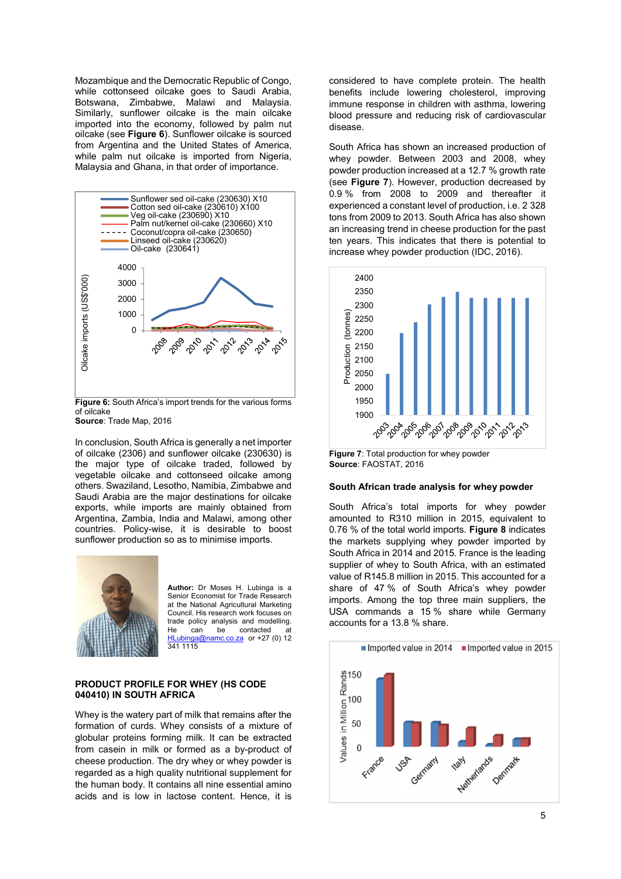Mozambique and the Democratic Republic of Congo, while cottonseed oilcake goes to Saudi Arabia, Botswana, Zimbabwe, Malawi and Malaysia. Similarly, sunflower oilcake is the main oilcake imported into the economy, followed by palm nut oilcake (see **Figure 6**). Sunflower oilcake is sourced from Argentina and the United States of America, while palm nut oilcake is imported from Nigeria, Malaysia and Ghana, in that order of importance.

**Figure 6:** South Africa's import trends for the various forms of oilcake
**Source**: Trade Map, 2016

In conclusion, South Africa is generally a net importer of oilcake (2306) and sunflower oilcake (230630) is the major type of oilcake traded, followed by vegetable oilcake and cottonseed oilcake among others. Swaziland, Lesotho, Namibia, Zimbabwe and Saudi Arabia are the major destinations for oilcake exports, while imports are mainly obtained from Argentina, Zambia, India and Malawi, among other countries. Policy-wise, it is desirable to boost sunflower production so as to minimise imports.

**Author:** Dr Moses H. Lubinga is a Senior Economist for Trade Research at the National Agricultural Marketing Council. His research work focuses on trade policy analysis and modelling. He can be contacted at HLubinga@namc.co.za or +27 (0) 12 341 1115

## PRODUCT PROFILE FOR WHEY (HS CODE 040410) IN SOUTH AFRICA

Whey is the watery part of milk that remains after the formation of curds. Whey consists of a mixture of globular proteins forming milk. It can be extracted from casein in milk or formed as a by-product of cheese production. The dry whey or whey powder is regarded as a high quality nutritional supplement for the human body. It contains all nine essential amino acids and is low in lactose content. Hence, it is considered to have complete protein. The health benefits include lowering cholesterol, improving immune response in children with asthma, lowering blood pressure and reducing risk of cardiovascular disease.

South Africa has shown an increased production of whey powder. Between 2003 and 2008, whey powder production increased at a 12.7 % growth rate (see **Figure 7**). However, production decreased by 0.9 % from 2008 to 2009 and thereafter it experienced a constant level of production, i.e. 2 328 tons from 2009 to 2013. South Africa has also shown an increasing trend in cheese production for the past ten years. This indicates that there is potential to increase whey powder production (IDC, 2016).

**Figure 7**: Total production for whey powder
**Source**: FAOSTAT, 2016

### South African trade analysis for whey powder

South Africa's total imports for whey powder amounted to R310 million in 2015, equivalent to 0.76 % of the total world imports. **Figure 8** indicates the markets supplying whey powder imported by South Africa in 2014 and 2015. France is the leading supplier of whey to South Africa, with an estimated value of R145.8 million in 2015. This accounted for a share of 47 % of South Africa's whey powder imports. Among the top three main suppliers, the USA commands a 15 % share while Germany accounts for a 13.8 % share.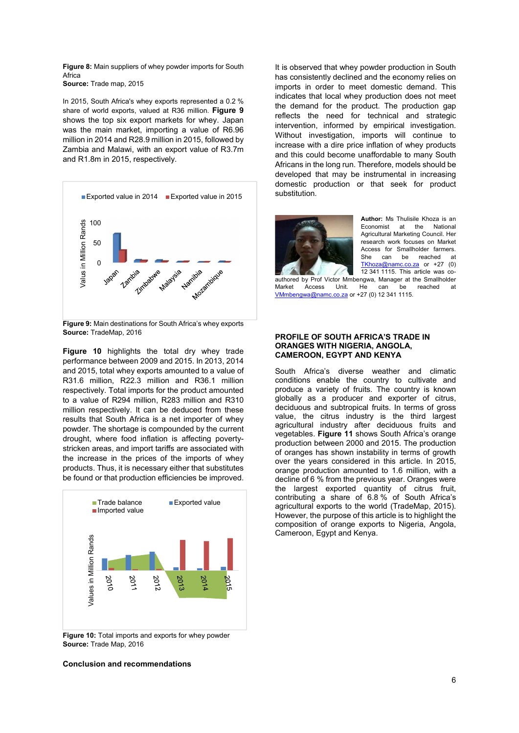**Figure 8:** Main suppliers of whey powder imports for South Africa
**Source:** Trade map, 2015

In 2015, South Africa's whey exports represented a 0.2 % share of world exports, valued at R36 million. **Figure 9** shows the top six export markets for whey. Japan was the main market, importing a value of R6.96 million in 2014 and R28.9 million in 2015, followed by Zambia and Malawi, with an export value of R3.7m and R1.8m in 2015, respectively.

**Figure 9:** Main destinations for South Africa's whey exports
**Source:** TradeMap, 2016

**Figure 10** highlights the total dry whey trade performance between 2009 and 2015. In 2013, 2014 and 2015, total whey exports amounted to a value of R31.6 million, R22.3 million and R36.1 million respectively. Total imports for the product amounted to a value of R294 million, R283 million and R310 million respectively. It can be deduced from these results that South Africa is a net importer of whey powder. The shortage is compounded by the current drought, where food inflation is affecting poverty-stricken areas, and import tariffs are associated with the increase in the prices of the imports of whey products. Thus, it is necessary either that substitutes be found or that production efficiencies be improved.

**Figure 10:** Total imports and exports for whey powder
**Source:** Trade Map, 2016

## Conclusion and recommendations

It is observed that whey powder production in South has consistently declined and the economy relies on imports in order to meet domestic demand. This indicates that local whey production does not meet the demand for the product. The production gap reflects the need for technical and strategic intervention, informed by empirical investigation. Without investigation, imports will continue to increase with a dire price inflation of whey products and this could become unaffordable to many South Africans in the long run. Therefore, models should be developed that may be instrumental in increasing domestic production or that seek for product substitution.

**Author:** Ms Thulisile Khoza is an Economist at the National Agricultural Marketing Council. Her research work focuses on Market Access for Smallholder farmers. She can be reached at TKhoza@namc.co.za or +27 (0) 12 341 1115. This article was co-authored by Prof Victor Mmbengwa, Manager at the Smallholder Market Access Unit. He can be reached at VMmbengwa@namc.co.za or +27 (0) 12 341 1115.

## PROFILE OF SOUTH AFRICA'S TRADE IN ORANGES WITH NIGERIA, ANGOLA, CAMEROON, EGYPT AND KENYA

South Africa's diverse weather and climatic conditions enable the country to cultivate and produce a variety of fruits. The country is known globally as a producer and exporter of citrus, deciduous and subtropical fruits. In terms of gross value, the citrus industry is the third largest agricultural industry after deciduous fruits and vegetables. **Figure 11** shows South Africa's orange production between 2000 and 2015. The production of oranges has shown instability in terms of growth over the years considered in this article. In 2015, orange production amounted to 1.6 million, with a decline of 6 % from the previous year. Oranges were the largest exported quantity of citrus fruit, contributing a share of 6.8 % of South Africa's agricultural exports to the world (TradeMap, 2015). However, the purpose of this article is to highlight the composition of orange exports to Nigeria, Angola, Cameroon, Egypt and Kenya.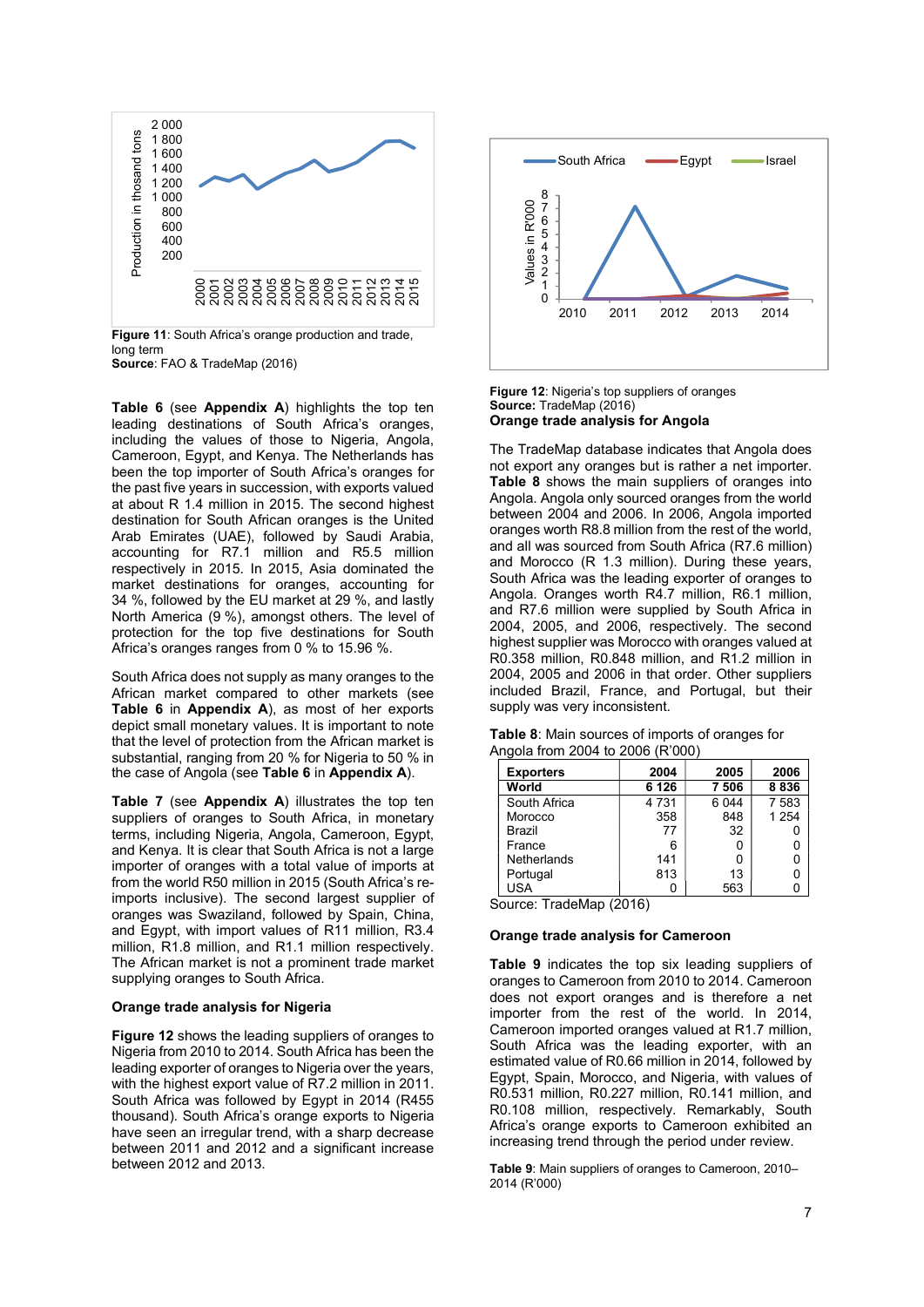**Figure 11**: South Africa's orange production and trade, long term
**Source**: FAO & TradeMap (2016)

**Table 6** (see **Appendix A**) highlights the top ten leading destinations of South Africa's oranges, including the values of those to Nigeria, Angola, Cameroon, Egypt, and Kenya. The Netherlands has been the top importer of South Africa's oranges for the past five years in succession, with exports valued at about R 1.4 million in 2015. The second highest destination for South African oranges is the United Arab Emirates (UAE), followed by Saudi Arabia, accounting for R7.1 million and R5.5 million respectively in 2015. In 2015, Asia dominated the market destinations for oranges, accounting for 34 %, followed by the EU market at 29 %, and lastly North America (9 %), amongst others. The level of protection for the top five destinations for South Africa's oranges ranges from 0 % to 15.96 %.

South Africa does not supply as many oranges to the African market compared to other markets (see **Table 6** in **Appendix A**), as most of her exports depict small monetary values. It is important to note that the level of protection from the African market is substantial, ranging from 20 % for Nigeria to 50 % in the case of Angola (see **Table 6** in **Appendix A**).

**Table 7** (see **Appendix A**) illustrates the top ten suppliers of oranges to South Africa, in monetary terms, including Nigeria, Angola, Cameroon, Egypt, and Kenya. It is clear that South Africa is not a large importer of oranges with a total value of imports at from the world R50 million in 2015 (South Africa's re-imports inclusive). The second largest supplier of oranges was Swaziland, followed by Spain, China, and Egypt, with import values of R11 million, R3.4 million, R1.8 million, and R1.1 million respectively. The African market is not a prominent trade market supplying oranges to South Africa.

### Orange trade analysis for Nigeria

**Figure 12** shows the leading suppliers of oranges to Nigeria from 2010 to 2014. South Africa has been the leading exporter of oranges to Nigeria over the years, with the highest export value of R7.2 million in 2011. South Africa was followed by Egypt in 2014 (R455 thousand). South Africa's orange exports to Nigeria have seen an irregular trend, with a sharp decrease between 2011 and 2012 and a significant increase between 2012 and 2013.

**Figure 12**: Nigeria's top suppliers of oranges
**Source:** TradeMap (2016)

### Orange trade analysis for Angola

The TradeMap database indicates that Angola does not export any oranges but is rather a net importer. **Table 8** shows the main suppliers of oranges into Angola. Angola only sourced oranges from the world between 2004 and 2006. In 2006, Angola imported oranges worth R8.8 million from the rest of the world, and all was sourced from South Africa (R7.6 million) and Morocco (R 1.3 million). During these years, South Africa was the leading exporter of oranges to Angola. Oranges worth R4.7 million, R6.1 million, and R7.6 million were supplied by South Africa in 2004, 2005, and 2006, respectively. The second highest supplier was Morocco with oranges valued at R0.358 million, R0.848 million, and R1.2 million in 2004, 2005 and 2006 in that order. Other suppliers included Brazil, France, and Portugal, but their supply was very inconsistent.

**Table 8**: Main sources of imports of oranges for Angola from 2004 to 2006 (R'000)

| Exporters | 2004 | 2005 | 2006 |
|---|---|---|---|
| **World** | **6 126** | **7 506** | **8 836** |
| South Africa | 4 731 | 6 044 | 7 583 |
| Morocco | 358 | 848 | 1 254 |
| Brazil | 77 | 32 | 0 |
| France | 6 | 0 | 0 |
| Netherlands | 141 | 0 | 0 |
| Portugal | 813 | 13 | 0 |
| USA | 0 | 563 | 0 |

Source: TradeMap (2016)

### Orange trade analysis for Cameroon

**Table 9** indicates the top six leading suppliers of oranges to Cameroon from 2010 to 2014. Cameroon does not export oranges and is therefore a net importer from the rest of the world. In 2014, Cameroon imported oranges valued at R1.7 million, South Africa was the leading exporter, with an estimated value of R0.66 million in 2014, followed by Egypt, Spain, Morocco, and Nigeria, with values of R0.531 million, R0.227 million, R0.141 million, and R0.108 million, respectively. Remarkably, South Africa's orange exports to Cameroon exhibited an increasing trend through the period under review.

**Table 9**: Main suppliers of oranges to Cameroon, 2010–2014 (R'000)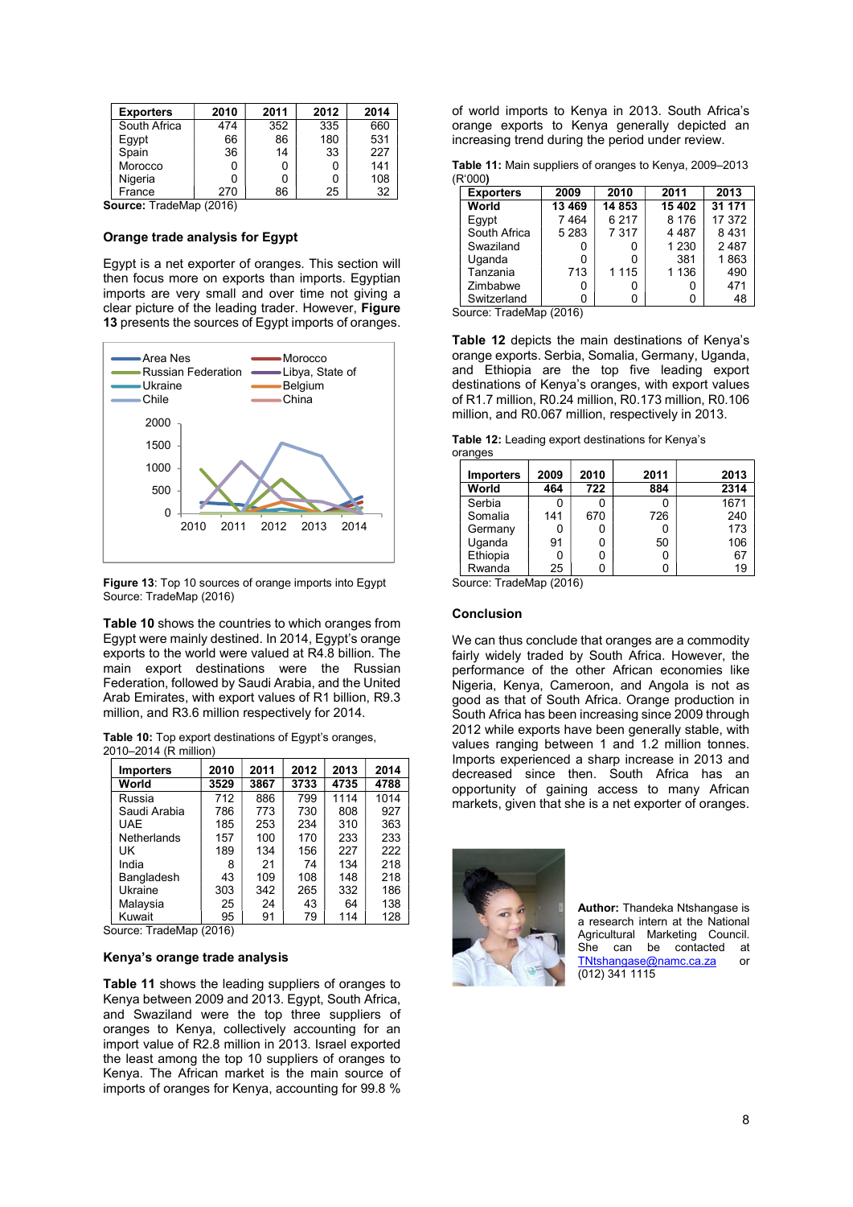| Exporters | 2010 | 2011 | 2012 | 2014 |
|---|---|---|---|---|
| South Africa | 474 | 352 | 335 | 660 |
| Egypt | 66 | 86 | 180 | 531 |
| Spain | 36 | 14 | 33 | 227 |
| Morocco | 0 | 0 | 0 | 141 |
| Nigeria | 0 | 0 | 0 | 108 |
| France | 270 | 86 | 25 | 32 |

**Source:** TradeMap (2016)

**Orange trade analysis for Egypt**

Egypt is a net exporter of oranges. This section will then focus more on exports than imports. Egyptian imports are very small and over time not giving a clear picture of the leading trader. However, **Figure 13** presents the sources of Egypt imports of oranges.

**Figure 13**: Top 10 sources of orange imports into Egypt
Source: TradeMap (2016)

**Table 10** shows the countries to which oranges from Egypt were mainly destined. In 2014, Egypt's orange exports to the world were valued at R4.8 billion. The main export destinations were the Russian Federation, followed by Saudi Arabia, and the United Arab Emirates, with export values of R1 billion, R9.3 million, and R3.6 million respectively for 2014.

**Table 10:** Top export destinations of Egypt's oranges, 2010–2014 (R million)

| Importers | 2010 | 2011 | 2012 | 2013 | 2014 |
|---|---|---|---|---|---|
| **World** | **3529** | **3867** | **3733** | **4735** | **4788** |
| Russia | 712 | 886 | 799 | 1114 | 1014 |
| Saudi Arabia | 786 | 773 | 730 | 808 | 927 |
| UAE | 185 | 253 | 234 | 310 | 363 |
| Netherlands | 157 | 100 | 170 | 233 | 233 |
| UK | 189 | 134 | 156 | 227 | 222 |
| India | 8 | 21 | 74 | 134 | 218 |
| Bangladesh | 43 | 109 | 108 | 148 | 218 |
| Ukraine | 303 | 342 | 265 | 332 | 186 |
| Malaysia | 25 | 24 | 43 | 64 | 138 |
| Kuwait | 95 | 91 | 79 | 114 | 128 |

Source: TradeMap (2016)

**Kenya's orange trade analysis**

**Table 11** shows the leading suppliers of oranges to Kenya between 2009 and 2013. Egypt, South Africa, and Swaziland were the top three suppliers of oranges to Kenya, collectively accounting for an import value of R2.8 million in 2013. Israel exported the least among the top 10 suppliers of oranges to Kenya. The African market is the main source of imports of oranges for Kenya, accounting for 99.8 % of world imports to Kenya in 2013. South Africa's orange exports to Kenya generally depicted an increasing trend during the period under review.

**Table 11:** Main suppliers of oranges to Kenya, 2009–2013 (R'000)

| Exporters | 2009 | 2010 | 2011 | 2013 |
|---|---|---|---|---|
| **World** | **13 469** | **14 853** | **15 402** | **31 171** |
| Egypt | 7 464 | 6 217 | 8 176 | 17 372 |
| South Africa | 5 283 | 7 317 | 4 487 | 8 431 |
| Swaziland | 0 | 0 | 1 230 | 2 487 |
| Uganda | 0 | 0 | 381 | 1 863 |
| Tanzania | 713 | 1 115 | 1 136 | 490 |
| Zimbabwe | 0 | 0 | 0 | 471 |
| Switzerland | 0 | 0 | 0 | 48 |

Source: TradeMap (2016)

**Table 12** depicts the main destinations of Kenya's orange exports. Serbia, Somalia, Germany, Uganda, and Ethiopia are the top five leading export destinations of Kenya's oranges, with export values of R1.7 million, R0.24 million, R0.173 million, R0.106 million, and R0.067 million, respectively in 2013.

**Table 12:** Leading export destinations for Kenya's oranges

| Importers | 2009 | 2010 | 2011 | 2013 |
|---|---|---|---|---|
| **World** | **464** | **722** | **884** | **2314** |
| Serbia | 0 | 0 | 0 | 1671 |
| Somalia | 141 | 670 | 726 | 240 |
| Germany | 0 | 0 | 0 | 173 |
| Uganda | 91 | 0 | 50 | 106 |
| Ethiopia | 0 | 0 | 0 | 67 |
| Rwanda | 25 | 0 | 0 | 19 |

Source: TradeMap (2016)

**Conclusion**

We can thus conclude that oranges are a commodity fairly widely traded by South Africa. However, the performance of the other African economies like Nigeria, Kenya, Cameroon, and Angola is not as good as that of South Africa. Orange production in South Africa has been increasing since 2009 through 2012 while exports have been generally stable, with values ranging between 1 and 1.2 million tonnes. Imports experienced a sharp increase in 2013 and decreased since then. South Africa has an opportunity of gaining access to many African markets, given that she is a net exporter of oranges.

**Author:** Thandeka Ntshangase is a research intern at the National Agricultural Marketing Council. She can be contacted at TNtshangase@namc.ca.za or (012) 341 1115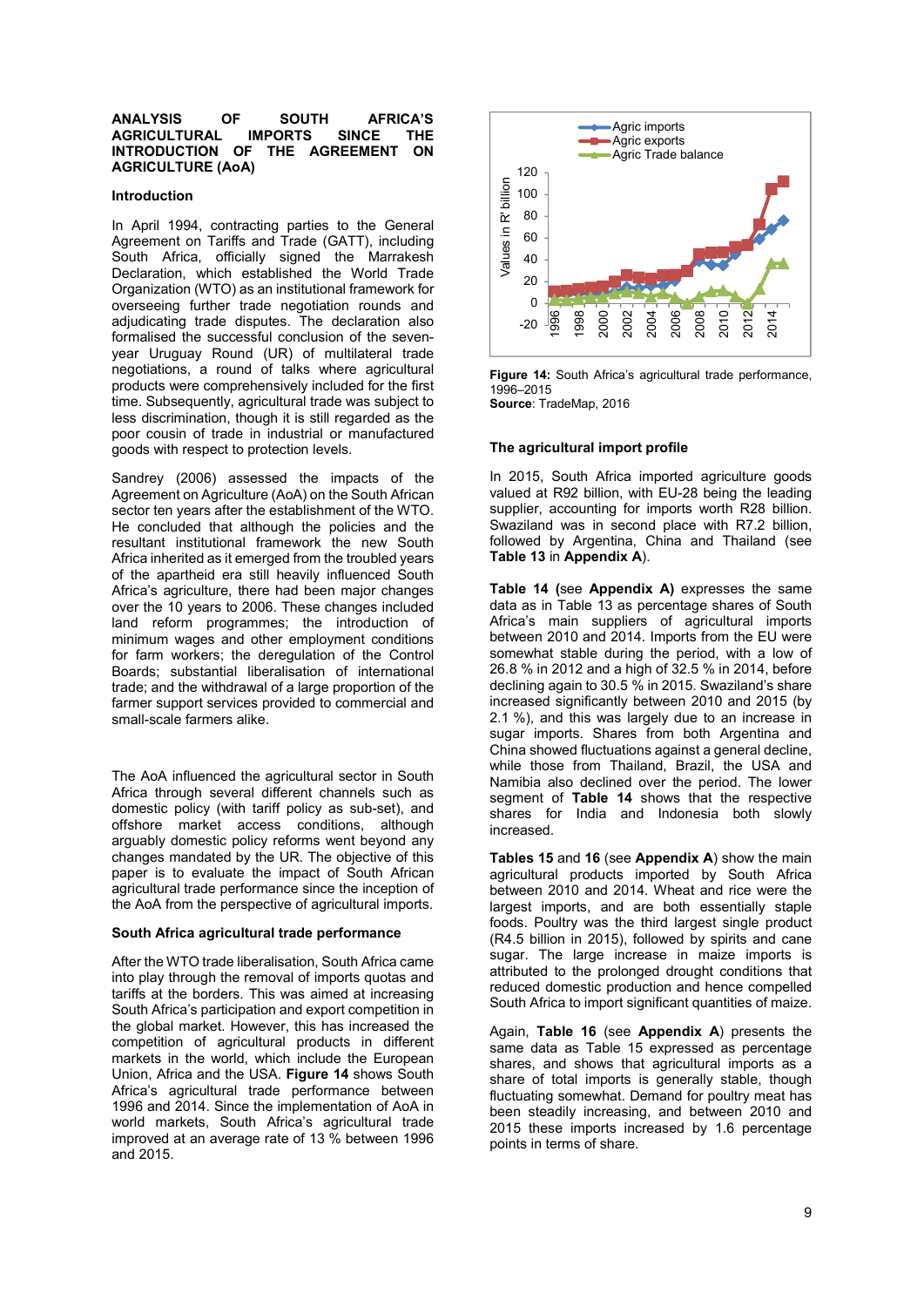## ANALYSIS OF SOUTH AFRICA'S AGRICULTURAL IMPORTS SINCE THE INTRODUCTION OF THE AGREEMENT ON AGRICULTURE (AoA)

### Introduction

In April 1994, contracting parties to the General Agreement on Tariffs and Trade (GATT), including South Africa, officially signed the Marrakesh Declaration, which established the World Trade Organization (WTO) as an institutional framework for overseeing further trade negotiation rounds and adjudicating trade disputes. The declaration also formalised the successful conclusion of the seven-year Uruguay Round (UR) of multilateral trade negotiations, a round of talks where agricultural products were comprehensively included for the first time. Subsequently, agricultural trade was subject to less discrimination, though it is still regarded as the poor cousin of trade in industrial or manufactured goods with respect to protection levels.

Sandrey (2006) assessed the impacts of the Agreement on Agriculture (AoA) on the South African sector ten years after the establishment of the WTO. He concluded that although the policies and the resultant institutional framework the new South Africa inherited as it emerged from the troubled years of the apartheid era still heavily influenced South Africa's agriculture, there had been major changes over the 10 years to 2006. These changes included land reform programmes; the introduction of minimum wages and other employment conditions for farm workers; the deregulation of the Control Boards; substantial liberalisation of international trade; and the withdrawal of a large proportion of the farmer support services provided to commercial and small-scale farmers alike.

The AoA influenced the agricultural sector in South Africa through several different channels such as domestic policy (with tariff policy as sub-set), and offshore market access conditions, although arguably domestic policy reforms went beyond any changes mandated by the UR. The objective of this paper is to evaluate the impact of South African agricultural trade performance since the inception of the AoA from the perspective of agricultural imports.

### South Africa agricultural trade performance

After the WTO trade liberalisation, South Africa came into play through the removal of imports quotas and tariffs at the borders. This was aimed at increasing South Africa's participation and export competition in the global market. However, this has increased the competition of agricultural products in different markets in the world, which include the European Union, Africa and the USA. **Figure 14** shows South Africa's agricultural trade performance between 1996 and 2014. Since the implementation of AoA in world markets, South Africa's agricultural trade improved at an average rate of 13 % between 1996 and 2015.

**Figure 14:** South Africa's agricultural trade performance, 1996–2015
**Source**: TradeMap, 2016

### The agricultural import profile

In 2015, South Africa imported agriculture goods valued at R92 billion, with EU-28 being the leading supplier, accounting for imports worth R28 billion. Swaziland was in second place with R7.2 billion, followed by Argentina, China and Thailand (see **Table 13** in **Appendix A**).

**Table 14** (see **Appendix A)** expresses the same data as in Table 13 as percentage shares of South Africa's main suppliers of agricultural imports between 2010 and 2014. Imports from the EU were somewhat stable during the period, with a low of 26.8 % in 2012 and a high of 32.5 % in 2014, before declining again to 30.5 % in 2015. Swaziland's share increased significantly between 2010 and 2015 (by 2.1 %), and this was largely due to an increase in sugar imports. Shares from both Argentina and China showed fluctuations against a general decline, while those from Thailand, Brazil, the USA and Namibia also declined over the period. The lower segment of **Table 14** shows that the respective shares for India and Indonesia both slowly increased.

**Tables 15** and **16** (see **Appendix A**) show the main agricultural products imported by South Africa between 2010 and 2014. Wheat and rice were the largest imports, and are both essentially staple foods. Poultry was the third largest single product (R4.5 billion in 2015), followed by spirits and cane sugar. The large increase in maize imports is attributed to the prolonged drought conditions that reduced domestic production and hence compelled South Africa to import significant quantities of maize.

Again, **Table 16** (see **Appendix A**) presents the same data as Table 15 expressed as percentage shares, and shows that agricultural imports as a share of total imports is generally stable, though fluctuating somewhat. Demand for poultry meat has been steadily increasing, and between 2010 and 2015 these imports increased by 1.6 percentage points in terms of share.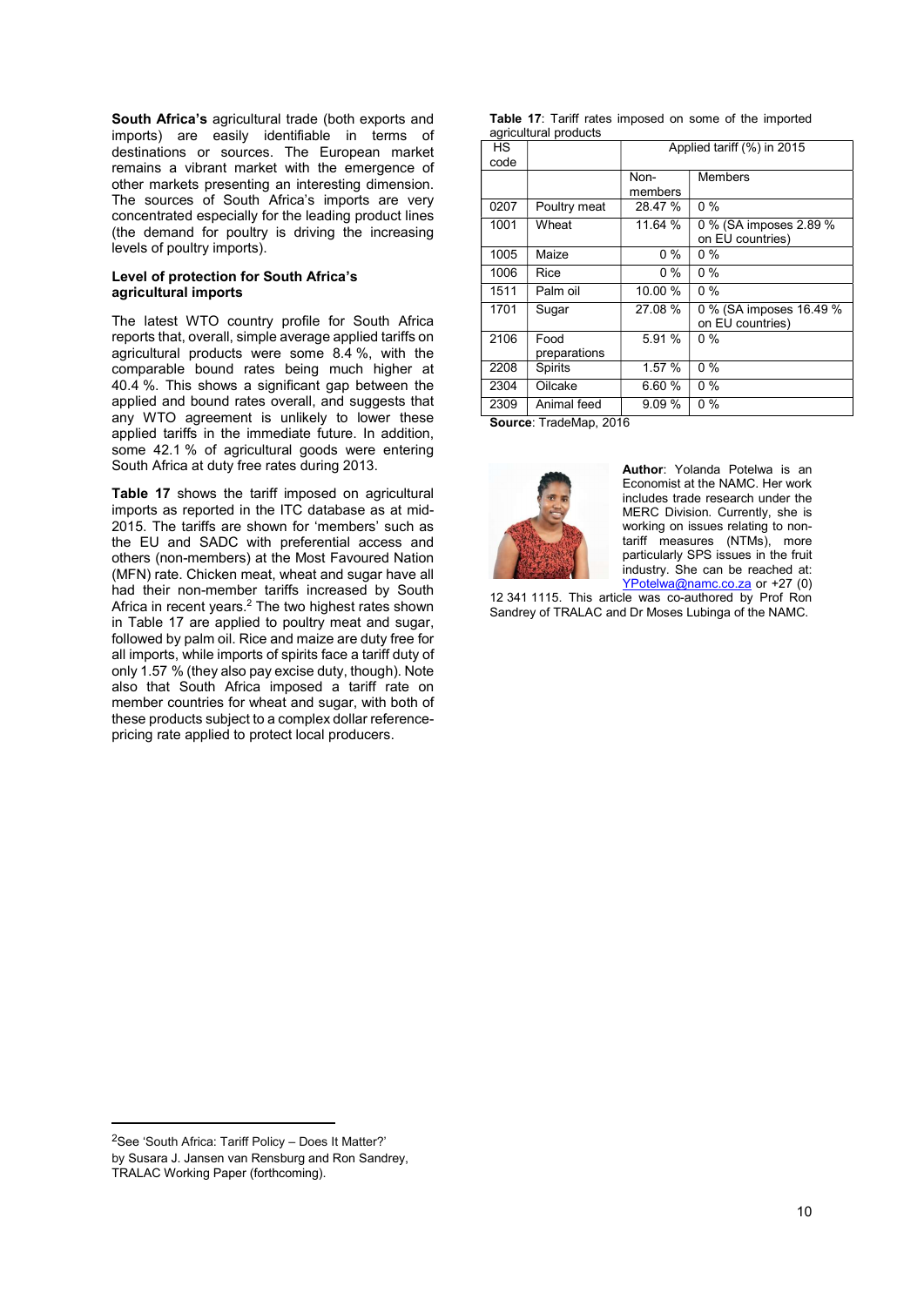**South Africa's** agricultural trade (both exports and imports) are easily identifiable in terms of destinations or sources. The European market remains a vibrant market with the emergence of other markets presenting an interesting dimension. The sources of South Africa's imports are very concentrated especially for the leading product lines (the demand for poultry is driving the increasing levels of poultry imports).

### Level of protection for South Africa's agricultural imports

The latest WTO country profile for South Africa reports that, overall, simple average applied tariffs on agricultural products were some 8.4 %, with the comparable bound rates being much higher at 40.4 %. This shows a significant gap between the applied and bound rates overall, and suggests that any WTO agreement is unlikely to lower these applied tariffs in the immediate future. In addition, some 42.1 % of agricultural goods were entering South Africa at duty free rates during 2013.

**Table 17** shows the tariff imposed on agricultural imports as reported in the ITC database as at mid-2015. The tariffs are shown for 'members' such as the EU and SADC with preferential access and others (non-members) at the Most Favoured Nation (MFN) rate. Chicken meat, wheat and sugar have all had their non-member tariffs increased by South Africa in recent years.[2] The two highest rates shown in Table 17 are applied to poultry meat and sugar, followed by palm oil. Rice and maize are duty free for all imports, while imports of spirits face a tariff duty of only 1.57 % (they also pay excise duty, though). Note also that South Africa imposed a tariff rate on member countries for wheat and sugar, with both of these products subject to a complex dollar reference-pricing rate applied to protect local producers.

**Table 17**: Tariff rates imposed on some of the imported agricultural products

| HS code | | Applied tariff (%) in 2015 | |
|---|---|---|---|
| | | Non-members | Members |
| 0207 | Poultry meat | 28.47 % | 0 % |
| 1001 | Wheat | 11.64 % | 0 % (SA imposes 2.89 % on EU countries) |
| 1005 | Maize | 0 % | 0 % |
| 1006 | Rice | 0 % | 0 % |
| 1511 | Palm oil | 10.00 % | 0 % |
| 1701 | Sugar | 27.08 % | 0 % (SA imposes 16.49 % on EU countries) |
| 2106 | Food preparations | 5.91 % | 0 % |
| 2208 | Spirits | 1.57 % | 0 % |
| 2304 | Oilcake | 6.60 % | 0 % |
| 2309 | Animal feed | 9.09 % | 0 % |

**Source**: TradeMap, 2016

**Author**: Yolanda Potelwa is an Economist at the NAMC. Her work includes trade research under the MERC Division. Currently, she is working on issues relating to non-tariff measures (NTMs), more particularly SPS issues in the fruit industry. She can be reached at: YPotelwa@namc.co.za or +27 (0) 12 341 1115. This article was co-authored by Prof Ron Sandrey of TRALAC and Dr Moses Lubinga of the NAMC.

---

[2] See 'South Africa: Tariff Policy – Does It Matter?' by Susara J. Jansen van Rensburg and Ron Sandrey, TRALAC Working Paper (forthcoming).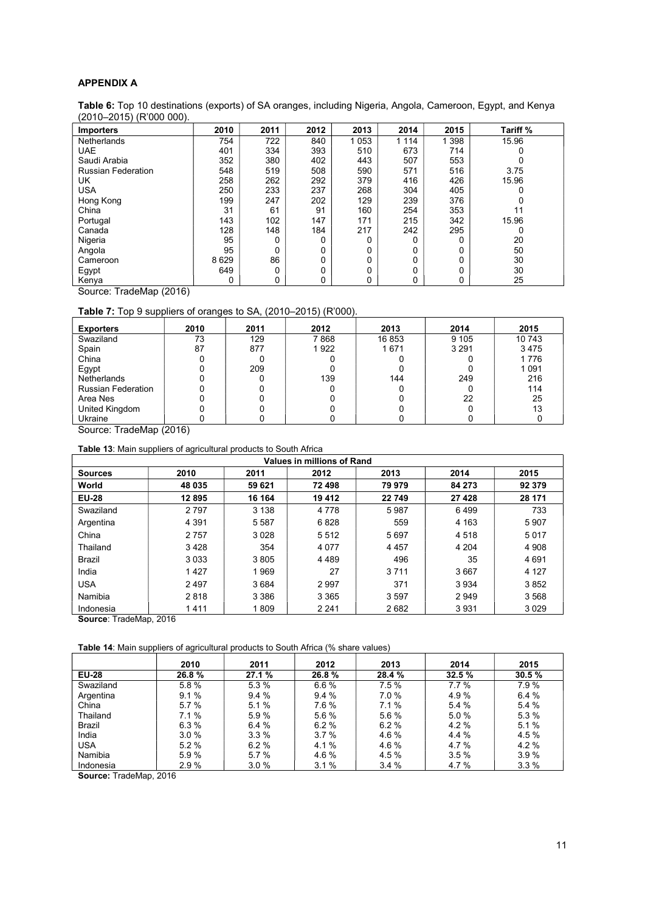## APPENDIX A

**Table 6:** Top 10 destinations (exports) of SA oranges, including Nigeria, Angola, Cameroon, Egypt, and Kenya (2010–2015) (R'000 000).

| Importers | 2010 | 2011 | 2012 | 2013 | 2014 | 2015 | Tariff % |
|---|---|---|---|---|---|---|---|
| Netherlands | 754 | 722 | 840 | 1 053 | 1 114 | 1 398 | 15.96 |
| UAE | 401 | 334 | 393 | 510 | 673 | 714 | 0 |
| Saudi Arabia | 352 | 380 | 402 | 443 | 507 | 553 | 0 |
| Russian Federation | 548 | 519 | 508 | 590 | 571 | 516 | 3.75 |
| UK | 258 | 262 | 292 | 379 | 416 | 426 | 15.96 |
| USA | 250 | 233 | 237 | 268 | 304 | 405 | 0 |
| Hong Kong | 199 | 247 | 202 | 129 | 239 | 376 | 0 |
| China | 31 | 61 | 91 | 160 | 254 | 353 | 11 |
| Portugal | 143 | 102 | 147 | 171 | 215 | 342 | 15.96 |
| Canada | 128 | 148 | 184 | 217 | 242 | 295 | 0 |
| Nigeria | 95 | 0 | 0 | 0 | 0 | 0 | 20 |
| Angola | 95 | 0 | 0 | 0 | 0 | 0 | 50 |
| Cameroon | 8 629 | 86 | 0 | 0 | 0 | 0 | 30 |
| Egypt | 649 | 0 | 0 | 0 | 0 | 0 | 30 |
| Kenya | 0 | 0 | 0 | 0 | 0 | 0 | 25 |

Source: TradeMap (2016)

**Table 7:** Top 9 suppliers of oranges to SA, (2010–2015) (R'000).

| Exporters | 2010 | 2011 | 2012 | 2013 | 2014 | 2015 |
|---|---|---|---|---|---|---|
| Swaziland | 73 | 129 | 7 868 | 16 853 | 9 105 | 10 743 |
| Spain | 87 | 877 | 1 922 | 1 671 | 3 291 | 3 475 |
| China | 0 | 0 | 0 | 0 | 0 | 1 776 |
| Egypt | 0 | 209 | 0 | 0 | 0 | 1 091 |
| Netherlands | 0 | 0 | 139 | 144 | 249 | 216 |
| Russian Federation | 0 | 0 | 0 | 0 | 0 | 114 |
| Area Nes | 0 | 0 | 0 | 0 | 22 | 25 |
| United Kingdom | 0 | 0 | 0 | 0 | 0 | 13 |
| Ukraine | 0 | 0 | 0 | 0 | 0 | 0 |

Source: TradeMap (2016)

**Table 13**: Main suppliers of agricultural products to South Africa

| Values in millions of Rand | | | | | | |
|---|---|---|---|---|---|---|
| **Sources** | **2010** | **2011** | **2012** | **2013** | **2014** | **2015** |
| **World** | **48 035** | **59 621** | **72 498** | **79 979** | **84 273** | **92 379** |
| **EU-28** | **12 895** | **16 164** | **19 412** | **22 749** | **27 428** | **28 171** |
| Swaziland | 2 797 | 3 138 | 4 778 | 5 987 | 6 499 | 733 |
| Argentina | 4 391 | 5 587 | 6 828 | 559 | 4 163 | 5 907 |
| China | 2 757 | 3 028 | 5 512 | 5 697 | 4 518 | 5 017 |
| Thailand | 3 428 | 354 | 4 077 | 4 457 | 4 204 | 4 908 |
| Brazil | 3 033 | 3 805 | 4 489 | 496 | 35 | 4 691 |
| India | 1 427 | 1 969 | 27 | 3 711 | 3 667 | 4 127 |
| USA | 2 497 | 3 684 | 2 997 | 371 | 3 934 | 3 852 |
| Namibia | 2 818 | 3 386 | 3 365 | 3 597 | 2 949 | 3 568 |
| Indonesia | 1 411 | 1 809 | 2 241 | 2 682 | 3 931 | 3 029 |

**Source**: TradeMap, 2016

**Table 14**: Main suppliers of agricultural products to South Africa (% share values)

| | 2010 | 2011 | 2012 | 2013 | 2014 | 2015 |
|---|---|---|---|---|---|---|
| **EU-28** | **26.8 %** | **27.1 %** | **26.8 %** | **28.4 %** | **32.5 %** | **30.5 %** |
| Swaziland | 5.8 % | 5.3 % | 6.6 % | 7.5 % | 7.7 % | 7.9 % |
| Argentina | 9.1 % | 9.4 % | 9.4 % | 7.0 % | 4.9 % | 6.4 % |
| China | 5.7 % | 5.1 % | 7.6 % | 7.1 % | 5.4 % | 5.4 % |
| Thailand | 7.1 % | 5.9 % | 5.6 % | 5.6 % | 5.0 % | 5.3 % |
| Brazil | 6.3 % | 6.4 % | 6.2 % | 6.2 % | 4.2 % | 5.1 % |
| India | 3.0 % | 3.3 % | 3.7 % | 4.6 % | 4.4 % | 4.5 % |
| USA | 5.2 % | 6.2 % | 4.1 % | 4.6 % | 4.7 % | 4.2 % |
| Namibia | 5.9 % | 5.7 % | 4.6 % | 4.5 % | 3.5 % | 3.9 % |
| Indonesia | 2.9 % | 3.0 % | 3.1 % | 3.4 % | 4.7 % | 3.3 % |

**Source:** TradeMap, 2016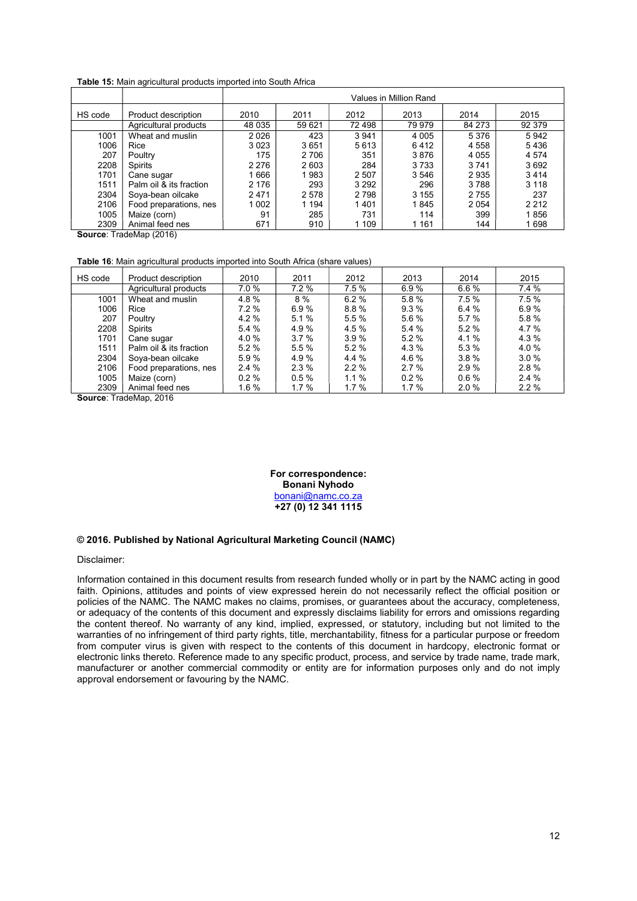**Table 15:** Main agricultural products imported into South Africa

| | | Values in Million Rand | | | | | |
|---|---|---|---|---|---|---|---|
| HS code | Product description | 2010 | 2011 | 2012 | 2013 | 2014 | 2015 |
| | Agricultural products | 48 035 | 59 621 | 72 498 | 79 979 | 84 273 | 92 379 |
| 1001 | Wheat and muslin | 2 026 | 423 | 3 941 | 4 005 | 5 376 | 5 942 |
| 1006 | Rice | 3 023 | 3 651 | 5 613 | 6 412 | 4 558 | 5 436 |
| 207 | Poultry | 175 | 2 706 | 351 | 3 876 | 4 055 | 4 574 |
| 2208 | Spirits | 2 276 | 2 603 | 284 | 3 733 | 3 741 | 3 692 |
| 1701 | Cane sugar | 1 666 | 1 983 | 2 507 | 3 546 | 2 935 | 3 414 |
| 1511 | Palm oil & its fraction | 2 176 | 293 | 3 292 | 296 | 3 788 | 3 118 |
| 2304 | Soya-bean oilcake | 2 471 | 2 578 | 2 798 | 3 155 | 2 755 | 237 |
| 2106 | Food preparations, nes | 1 002 | 1 194 | 1 401 | 1 845 | 2 054 | 2 212 |
| 1005 | Maize (corn) | 91 | 285 | 731 | 114 | 399 | 1 856 |
| 2309 | Animal feed nes | 671 | 910 | 1 109 | 1 161 | 144 | 1 698 |

**Source**: TradeMap (2016)

**Table 16**: Main agricultural products imported into South Africa (share values)

| HS code | Product description | 2010 | 2011 | 2012 | 2013 | 2014 | 2015 |
|---|---|---|---|---|---|---|---|
| | Agricultural products | 7.0 % | 7.2 % | 7.5 % | 6.9 % | 6.6 % | 7.4 % |
| 1001 | Wheat and muslin | 4.8 % | 8 % | 6.2 % | 5.8 % | 7.5 % | 7.5 % |
| 1006 | Rice | 7.2 % | 6.9 % | 8.8 % | 9.3 % | 6.4 % | 6.9 % |
| 207 | Poultry | 4.2 % | 5.1 % | 5.5 % | 5.6 % | 5.7 % | 5.8 % |
| 2208 | Spirits | 5.4 % | 4.9 % | 4.5 % | 5.4 % | 5.2 % | 4.7 % |
| 1701 | Cane sugar | 4.0 % | 3.7 % | 3.9 % | 5.2 % | 4.1 % | 4.3 % |
| 1511 | Palm oil & its fraction | 5.2 % | 5.5 % | 5.2 % | 4.3 % | 5.3 % | 4.0 % |
| 2304 | Soya-bean oilcake | 5.9 % | 4.9 % | 4.4 % | 4.6 % | 3.8 % | 3.0 % |
| 2106 | Food preparations, nes | 2.4 % | 2.3 % | 2.2 % | 2.7 % | 2.9 % | 2.8 % |
| 1005 | Maize (corn) | 0.2 % | 0.5 % | 1.1 % | 0.2 % | 0.6 % | 2.4 % |
| 2309 | Animal feed nes | 1.6 % | 1.7 % | 1.7 % | 1.7 % | 2.0 % | 2.2 % |

**Source**: TradeMap, 2016

**For correspondence:**
**Bonani Nyhodo**
bonani@namc.co.za
**+27 (0) 12 341 1115**

**© 2016. Published by National Agricultural Marketing Council (NAMC)**

Disclaimer:

Information contained in this document results from research funded wholly or in part by the NAMC acting in good faith. Opinions, attitudes and points of view expressed herein do not necessarily reflect the official position or policies of the NAMC. The NAMC makes no claims, promises, or guarantees about the accuracy, completeness, or adequacy of the contents of this document and expressly disclaims liability for errors and omissions regarding the content thereof. No warranty of any kind, implied, expressed, or statutory, including but not limited to the warranties of no infringement of third party rights, title, merchantability, fitness for a particular purpose or freedom from computer virus is given with respect to the contents of this document in hardcopy, electronic format or electronic links thereto. Reference made to any specific product, process, and service by trade name, trade mark, manufacturer or another commercial commodity or entity are for information purposes only and do not imply approval endorsement or favouring by the NAMC.